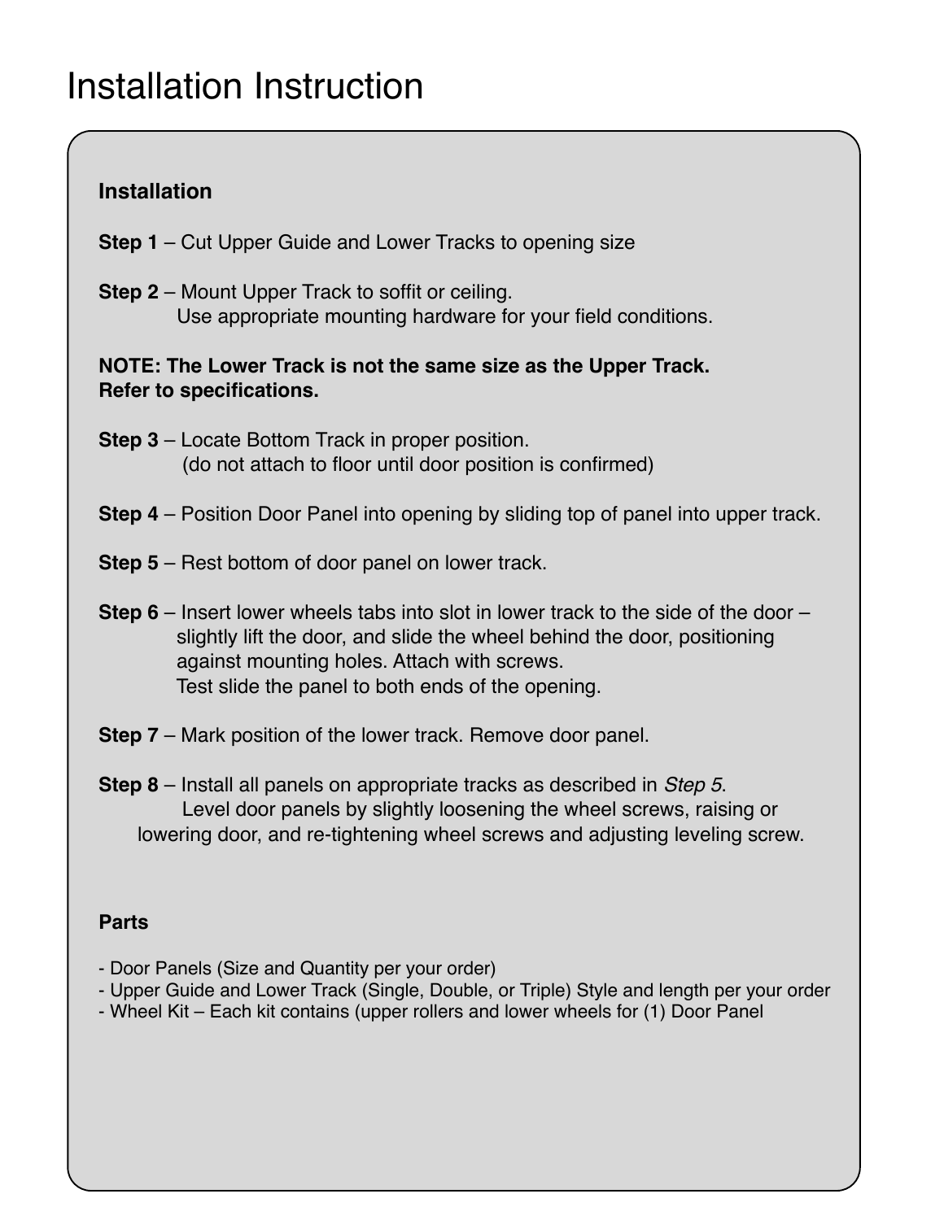# Installation Instruction

### Installation

**Step 1** – Cut Upper Guide and Lower Tracks to opening size

**Step 2** – Mount Upper Track to soffit or ceiling.
Use appropriate mounting hardware for your field conditions.

**NOTE: The Lower Track is not the same size as the Upper Track. Refer to specifications.**

**Step 3** – Locate Bottom Track in proper position.
(do not attach to floor until door position is confirmed)

**Step 4** – Position Door Panel into opening by sliding top of panel into upper track.

**Step 5** – Rest bottom of door panel on lower track.

**Step 6** – Insert lower wheels tabs into slot in lower track to the side of the door – slightly lift the door, and slide the wheel behind the door, positioning against mounting holes. Attach with screws.
Test slide the panel to both ends of the opening.

**Step 7** – Mark position of the lower track. Remove door panel.

**Step 8** – Install all panels on appropriate tracks as described in *Step 5*.
Level door panels by slightly loosening the wheel screws, raising or lowering door, and re-tightening wheel screws and adjusting leveling screw.

### Parts

- Door Panels (Size and Quantity per your order)
- Upper Guide and Lower Track (Single, Double, or Triple) Style and length per your order
- Wheel Kit – Each kit contains (upper rollers and lower wheels for (1) Door Panel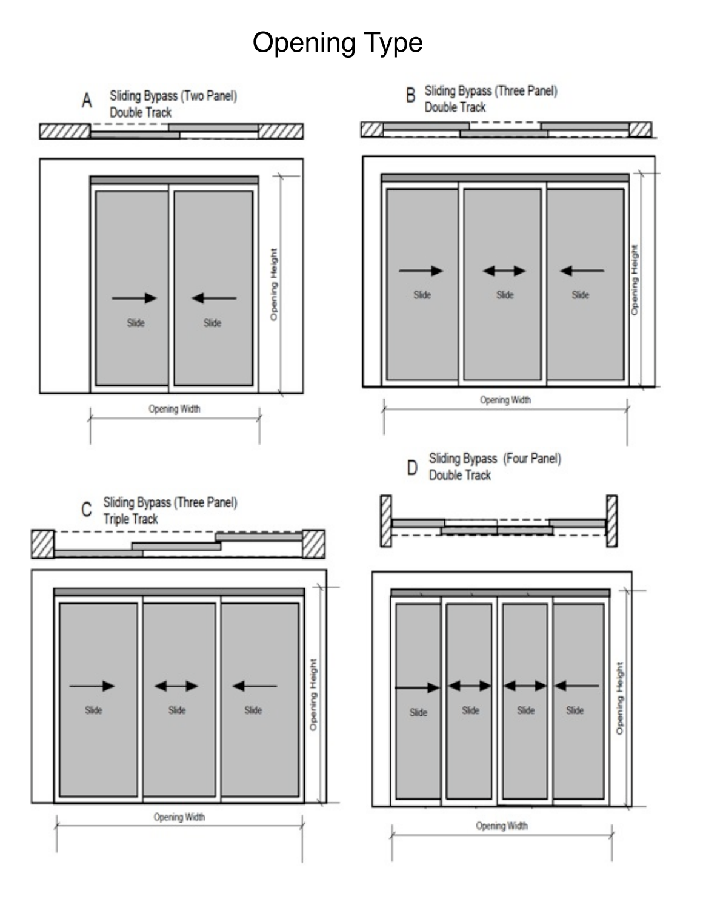# Opening Type

A Sliding Bypass (Two Panel)
Double Track

Slide Slide

Opening Height

Opening Width

B Sliding Bypass (Three Panel)
Double Track

Slide Slide Slide

Opening Height

Opening Width

C Sliding Bypass (Three Panel)
Triple Track

Slide Slide Slide

Opening Height

Opening Width

D Sliding Bypass (Four Panel)
Double Track

Slide Slide Slide Slide

Opening Height

Opening Width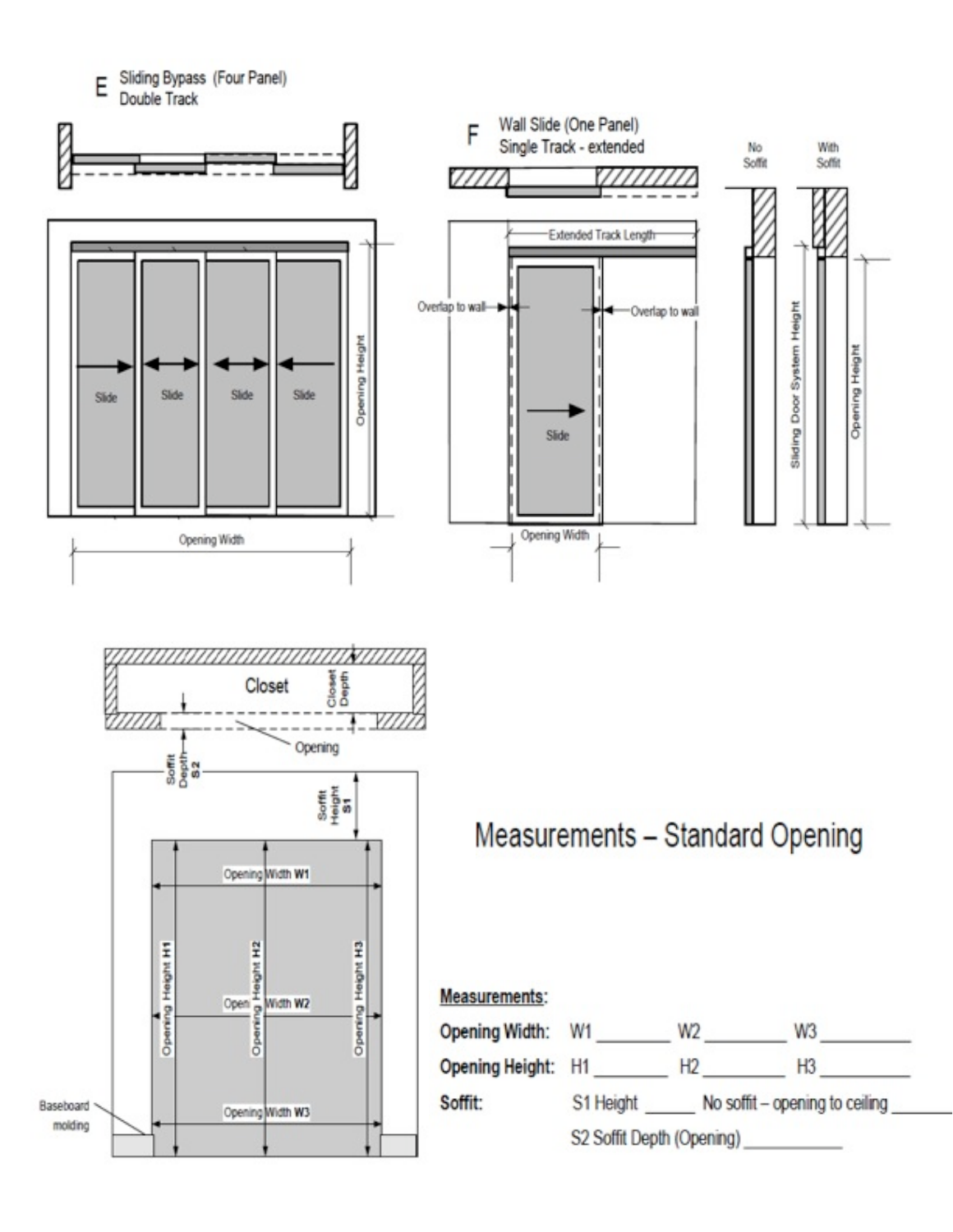E Sliding Bypass (Four Panel)
Double Track

Slide Slide Slide Slide

Opening Height

Opening Width

F Wall Slide (One Panel)
Single Track - extended

Extended Track Length

Overlap to wall

Overlap to wall

Slide

Opening Width

No Soffit

With Soffit

Sliding Door System Height

Opening Height

Closet

Closet Depth

Opening

Soffit Depth S2

Soffit Height S1

Opening Width W1

Opening Width W2

Opening Width W3

Opening Height H1

Opening Height H2

Opening Height H3

Baseboard molding

## Measurements – Standard Opening

**Measurements:**

**Opening Width:** W1 ________ W2 ________ W3 ________

**Opening Height:** H1 ________ H2 ________ H3 ________

**Soffit:** S1 Height ______ No soffit – opening to ceiling ______

S2 Soffit Depth (Opening) __________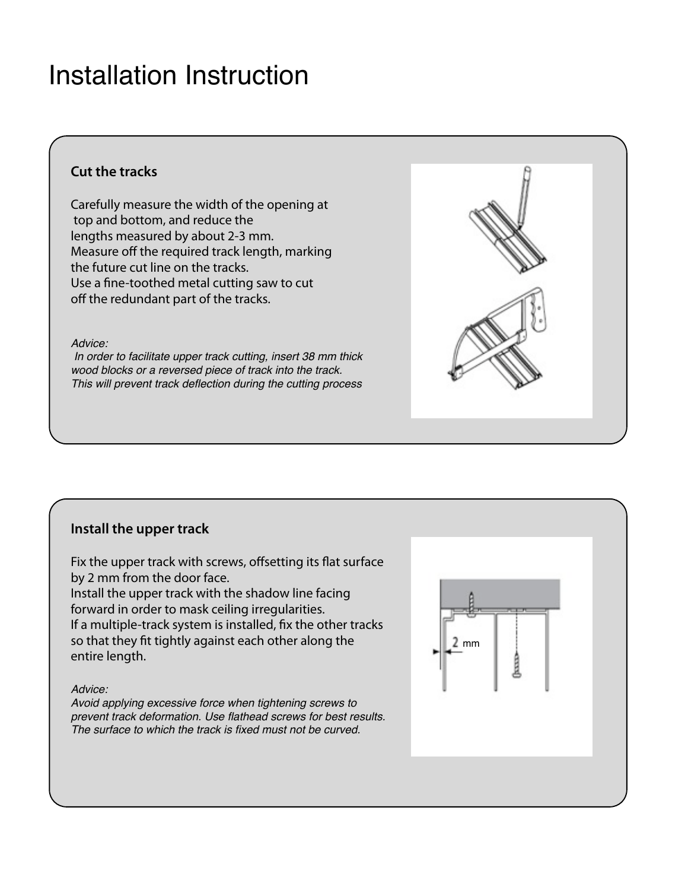# Installation Instruction

## Cut the tracks

Carefully measure the width of the opening at top and bottom, and reduce the lengths measured by about 2-3 mm.
Measure off the required track length, marking the future cut line on the tracks.
Use a fine-toothed metal cutting saw to cut off the redundant part of the tracks.

*Advice:*
*In order to facilitate upper track cutting, insert 38 mm thick wood blocks or a reversed piece of track into the track. This will prevent track deflection during the cutting process*

## Install the upper track

Fix the upper track with screws, offsetting its flat surface by 2 mm from the door face.
Install the upper track with the shadow line facing forward in order to mask ceiling irregularities.
If a multiple-track system is installed, fix the other tracks so that they fit tightly against each other along the entire length.

*Advice:*
*Avoid applying excessive force when tightening screws to prevent track deformation. Use flathead screws for best results. The surface to which the track is fixed must not be curved.*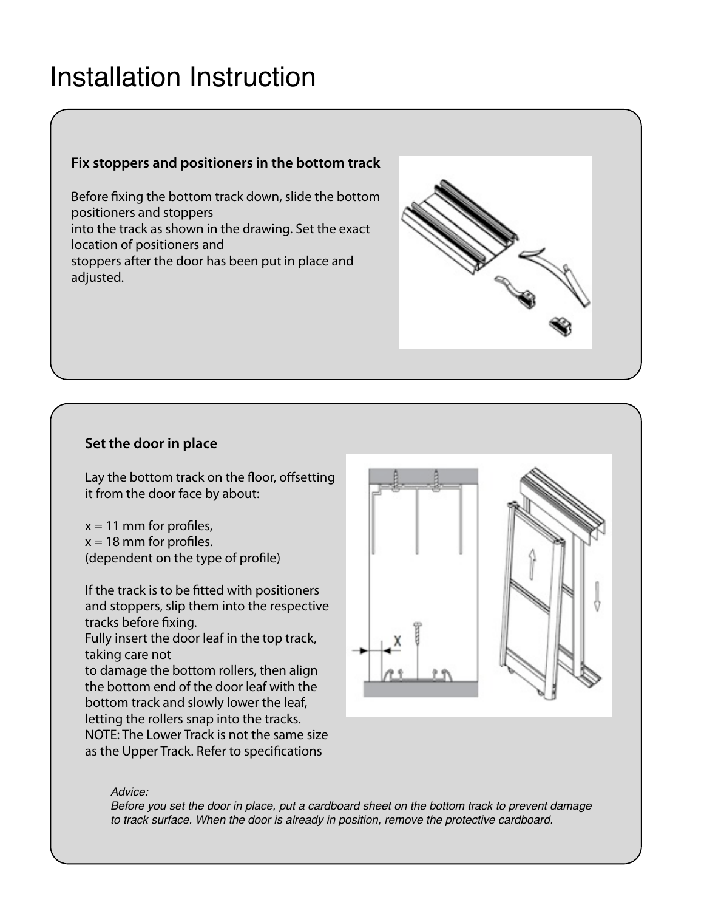# Installation Instruction

### Fix stoppers and positioners in the bottom track

Before fixing the bottom track down, slide the bottom positioners and stoppers
into the track as shown in the drawing. Set the exact location of positioners and
stoppers after the door has been put in place and adjusted.

### Set the door in place

Lay the bottom track on the floor, offsetting it from the door face by about:

x = 11 mm for profiles,
x = 18 mm for profiles.
(dependent on the type of profile)

If the track is to be fitted with positioners and stoppers, slip them into the respective tracks before fixing.
Fully insert the door leaf in the top track, taking care not
to damage the bottom rollers, then align the bottom end of the door leaf with the bottom track and slowly lower the leaf, letting the rollers snap into the tracks.
NOTE: The Lower Track is not the same size as the Upper Track. Refer to specifications

*Advice:*
*Before you set the door in place, put a cardboard sheet on the bottom track to prevent damage to track surface. When the door is already in position, remove the protective cardboard.*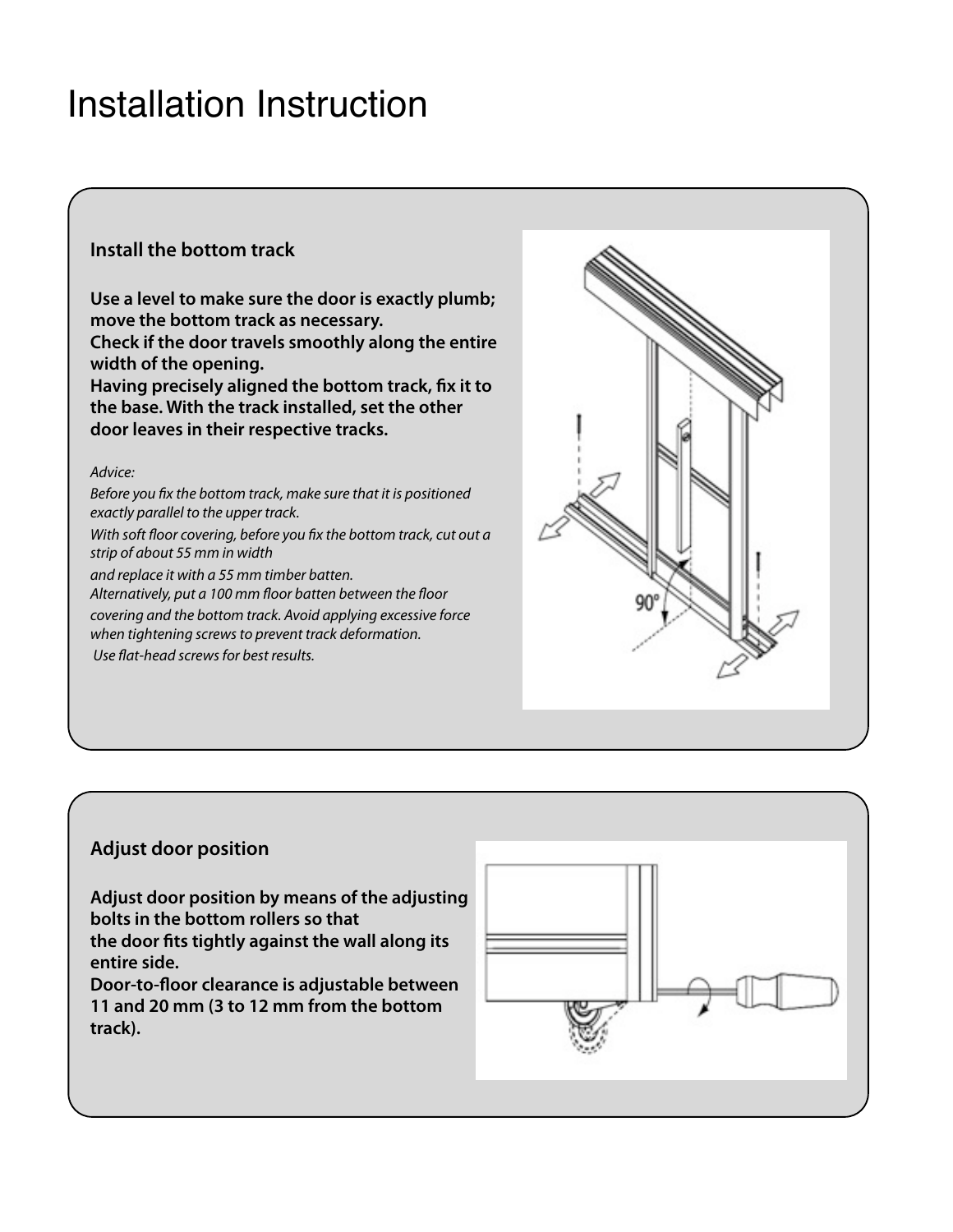# Installation Instruction

### Install the bottom track

**Use a level to make sure the door is exactly plumb; move the bottom track as necessary.**
**Check if the door travels smoothly along the entire width of the opening.**
**Having precisely aligned the bottom track, fix it to the base. With the track installed, set the other door leaves in their respective tracks.**

*Advice:*
*Before you fix the bottom track, make sure that it is positioned exactly parallel to the upper track.*
*With soft floor covering, before you fix the bottom track, cut out a strip of about 55 mm in width*
*and replace it with a 55 mm timber batten.*
*Alternatively, put a 100 mm floor batten between the floor covering and the bottom track. Avoid applying excessive force when tightening screws to prevent track deformation.*
*Use flat-head screws for best results.*

90°

### Adjust door position

**Adjust door position by means of the adjusting bolts in the bottom rollers so that**
**the door fits tightly against the wall along its entire side.**
**Door-to-floor clearance is adjustable between 11 and 20 mm (3 to 12 mm from the bottom track).**